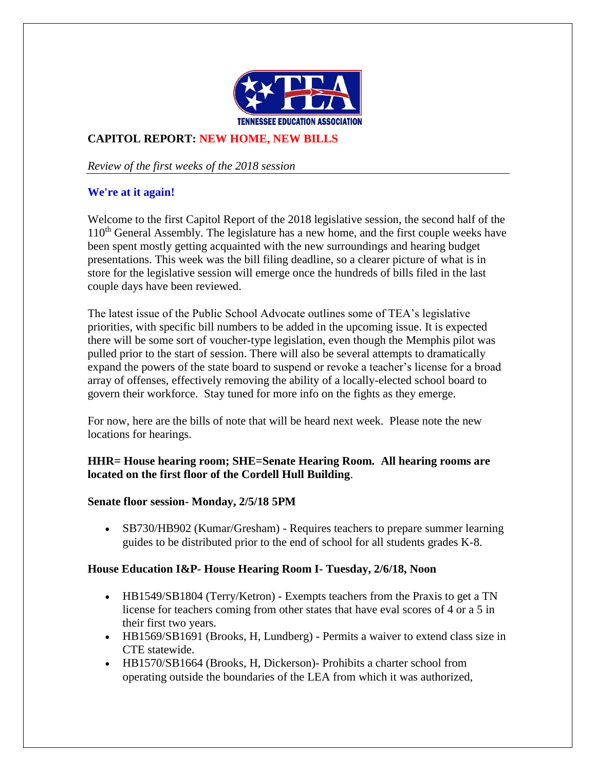TENNESSEE EDUCATION ASSOCIATION

# CAPITOL REPORT: NEW HOME, NEW BILLS

*Review of the first weeks of the 2018 session*

## We're at it again!

Welcome to the first Capitol Report of the 2018 legislative session, the second half of the 110th General Assembly. The legislature has a new home, and the first couple weeks have been spent mostly getting acquainted with the new surroundings and hearing budget presentations. This week was the bill filing deadline, so a clearer picture of what is in store for the legislative session will emerge once the hundreds of bills filed in the last couple days have been reviewed.

The latest issue of the Public School Advocate outlines some of TEA's legislative priorities, with specific bill numbers to be added in the upcoming issue. It is expected there will be some sort of voucher-type legislation, even though the Memphis pilot was pulled prior to the start of session. There will also be several attempts to dramatically expand the powers of the state board to suspend or revoke a teacher's license for a broad array of offenses, effectively removing the ability of a locally-elected school board to govern their workforce. Stay tuned for more info on the fights as they emerge.

For now, here are the bills of note that will be heard next week. Please note the new locations for hearings.

**HHR= House hearing room; SHE=Senate Hearing Room. All hearing rooms are located on the first floor of the Cordell Hull Building**.

**Senate floor session- Monday, 2/5/18 5PM**

- SB730/HB902 (Kumar/Gresham) - Requires teachers to prepare summer learning guides to be distributed prior to the end of school for all students grades K-8.

**House Education I&P- House Hearing Room I- Tuesday, 2/6/18, Noon**

- HB1549/SB1804 (Terry/Ketron) - Exempts teachers from the Praxis to get a TN license for teachers coming from other states that have eval scores of 4 or a 5 in their first two years.
- HB1569/SB1691 (Brooks, H, Lundberg) - Permits a waiver to extend class size in CTE statewide.
- HB1570/SB1664 (Brooks, H, Dickerson)- Prohibits a charter school from operating outside the boundaries of the LEA from which it was authorized,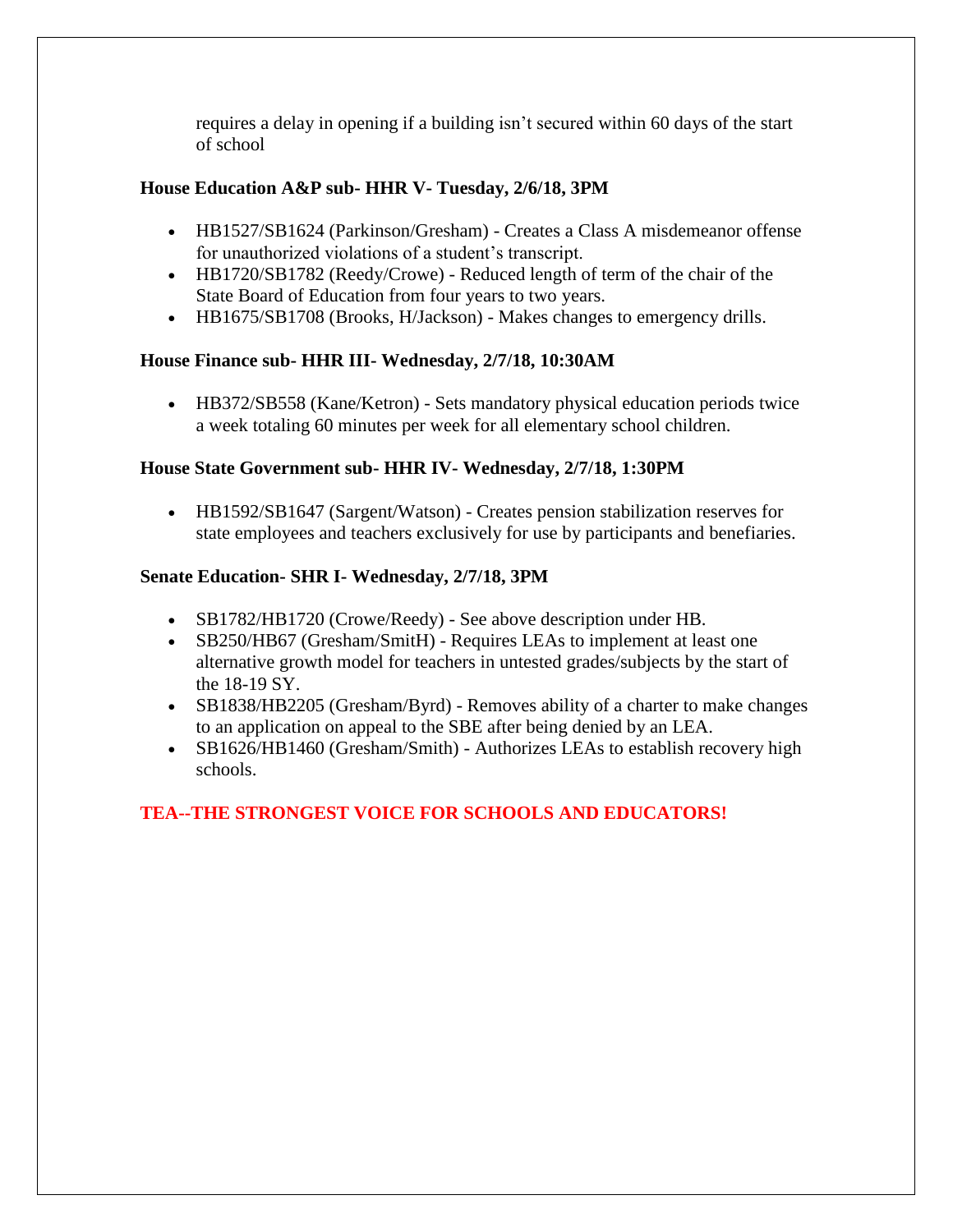requires a delay in opening if a building isn't secured within 60 days of the start of school

**House Education A&P sub- HHR V- Tuesday, 2/6/18, 3PM**

- HB1527/SB1624 (Parkinson/Gresham) - Creates a Class A misdemeanor offense for unauthorized violations of a student's transcript.
- HB1720/SB1782 (Reedy/Crowe) - Reduced length of term of the chair of the State Board of Education from four years to two years.
- HB1675/SB1708 (Brooks, H/Jackson) - Makes changes to emergency drills.

**House Finance sub- HHR III- Wednesday, 2/7/18, 10:30AM**

- HB372/SB558 (Kane/Ketron) - Sets mandatory physical education periods twice a week totaling 60 minutes per week for all elementary school children.

**House State Government sub- HHR IV- Wednesday, 2/7/18, 1:30PM**

- HB1592/SB1647 (Sargent/Watson) - Creates pension stabilization reserves for state employees and teachers exclusively for use by participants and benefiaries.

**Senate Education- SHR I- Wednesday, 2/7/18, 3PM**

- SB1782/HB1720 (Crowe/Reedy) - See above description under HB.
- SB250/HB67 (Gresham/SmitH) - Requires LEAs to implement at least one alternative growth model for teachers in untested grades/subjects by the start of the 18-19 SY.
- SB1838/HB2205 (Gresham/Byrd) - Removes ability of a charter to make changes to an application on appeal to the SBE after being denied by an LEA.
- SB1626/HB1460 (Gresham/Smith) - Authorizes LEAs to establish recovery high schools.

**TEA--THE STRONGEST VOICE FOR SCHOOLS AND EDUCATORS!**